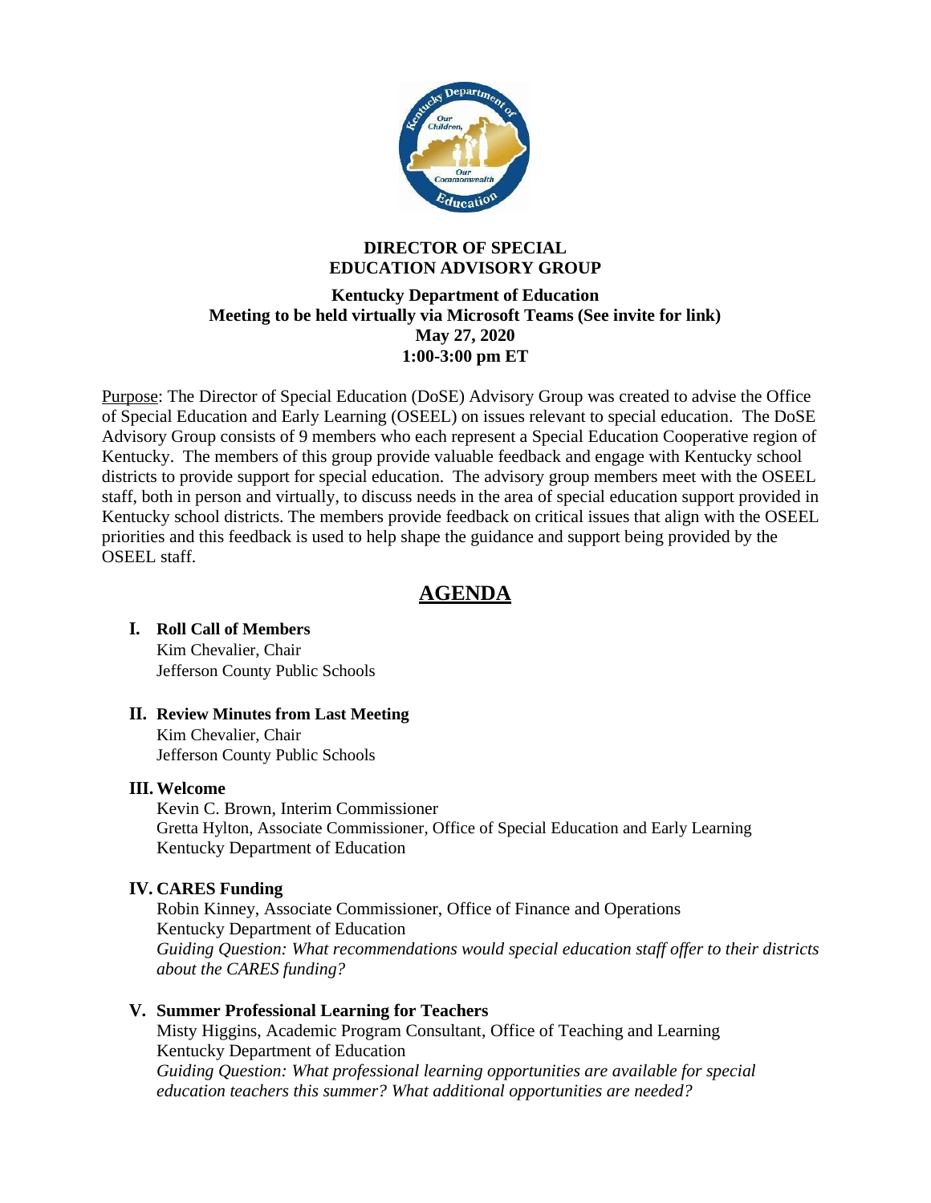# DIRECTOR OF SPECIAL EDUCATION ADVISORY GROUP

**Kentucky Department of Education**
**Meeting to be held virtually via Microsoft Teams (See invite for link)**
**May 27, 2020**
**1:00-3:00 pm ET**

Purpose: The Director of Special Education (DoSE) Advisory Group was created to advise the Office of Special Education and Early Learning (OSEEL) on issues relevant to special education. The DoSE Advisory Group consists of 9 members who each represent a Special Education Cooperative region of Kentucky. The members of this group provide valuable feedback and engage with Kentucky school districts to provide support for special education. The advisory group members meet with the OSEEL staff, both in person and virtually, to discuss needs in the area of special education support provided in Kentucky school districts. The members provide feedback on critical issues that align with the OSEEL priorities and this feedback is used to help shape the guidance and support being provided by the OSEEL staff.

## AGENDA

**I. Roll Call of Members**
Kim Chevalier, Chair
Jefferson County Public Schools

**II. Review Minutes from Last Meeting**
Kim Chevalier, Chair
Jefferson County Public Schools

**III. Welcome**
Kevin C. Brown, Interim Commissioner
Gretta Hylton, Associate Commissioner, Office of Special Education and Early Learning
Kentucky Department of Education

**IV. CARES Funding**
Robin Kinney, Associate Commissioner, Office of Finance and Operations
Kentucky Department of Education
*Guiding Question: What recommendations would special education staff offer to their districts about the CARES funding?*

**V. Summer Professional Learning for Teachers**
Misty Higgins, Academic Program Consultant, Office of Teaching and Learning
Kentucky Department of Education
*Guiding Question: What professional learning opportunities are available for special education teachers this summer? What additional opportunities are needed?*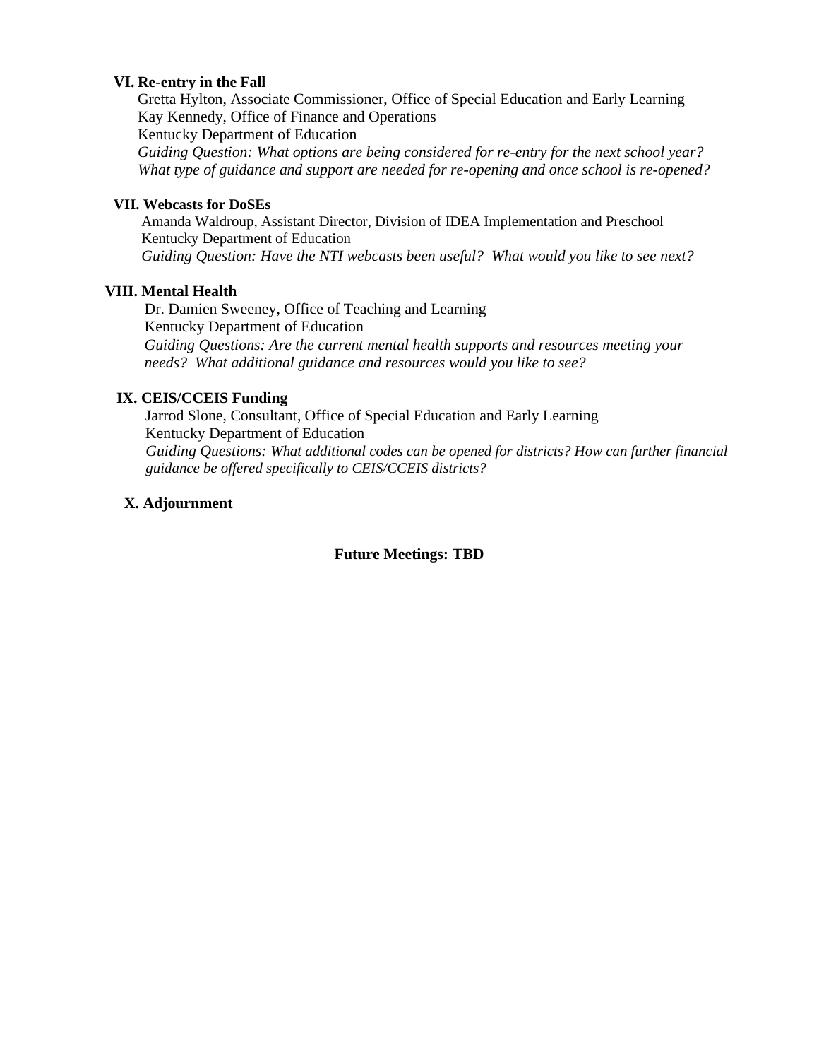**VI. Re-entry in the Fall**

Gretta Hylton, Associate Commissioner, Office of Special Education and Early Learning
Kay Kennedy, Office of Finance and Operations
Kentucky Department of Education
*Guiding Question: What options are being considered for re-entry for the next school year? What type of guidance and support are needed for re-opening and once school is re-opened?*

**VII. Webcasts for DoSEs**

Amanda Waldroup, Assistant Director, Division of IDEA Implementation and Preschool
Kentucky Department of Education
*Guiding Question: Have the NTI webcasts been useful? What would you like to see next?*

**VIII. Mental Health**

Dr. Damien Sweeney, Office of Teaching and Learning
Kentucky Department of Education
*Guiding Questions: Are the current mental health supports and resources meeting your needs? What additional guidance and resources would you like to see?*

**IX. CEIS/CCEIS Funding**

Jarrod Slone, Consultant, Office of Special Education and Early Learning
Kentucky Department of Education
*Guiding Questions: What additional codes can be opened for districts? How can further financial guidance be offered specifically to CEIS/CCEIS districts?*

**X. Adjournment**

**Future Meetings: TBD**